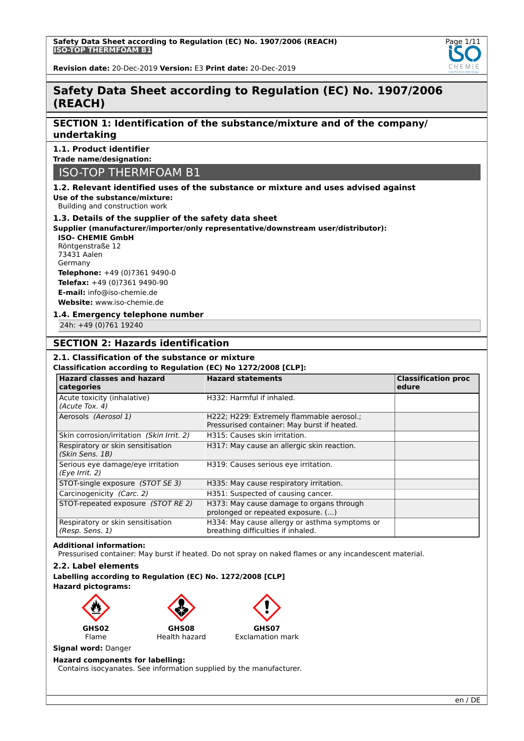# Safety Data Sheet according to Regulation (EC) No. 1907/2006 (REACH)

## SECTION 1: Identification of the substance/mixture and of the company/ undertaking

### 1.1. Product identifier

**Trade name/designation:**

ISO-TOP THERMFOAM B1

### 1.2. Relevant identified uses of the substance or mixture and uses advised against

**Use of the substance/mixture:**

Building and construction work

### 1.3. Details of the supplier of the safety data sheet

**Supplier (manufacturer/importer/only representative/downstream user/distributor):**

**ISO- CHEMIE GmbH**
Röntgenstraße 12
73431 Aalen
Germany

**Telephone:** +49 (0)7361 9490-0
**Telefax:** +49 (0)7361 9490-90
**E-mail:** info@iso-chemie.de
**Website:** www.iso-chemie.de

### 1.4. Emergency telephone number

24h: +49 (0)761 19240

## SECTION 2: Hazards identification

### 2.1. Classification of the substance or mixture

**Classification according to Regulation (EC) No 1272/2008 [CLP]:**

| Hazard classes and hazard categories | Hazard statements | Classification procedure |
|---|---|---|
| Acute toxicity (inhalative) *(Acute Tox. 4)* | H332: Harmful if inhaled. | |
| Aerosols *(Aerosol 1)* | H222; H229: Extremely flammable aerosol.; Pressurised container: May burst if heated. | |
| Skin corrosion/irritation *(Skin Irrit. 2)* | H315: Causes skin irritation. | |
| Respiratory or skin sensitisation *(Skin Sens. 1B)* | H317: May cause an allergic skin reaction. | |
| Serious eye damage/eye irritation *(Eye Irrit. 2)* | H319: Causes serious eye irritation. | |
| STOT-single exposure *(STOT SE 3)* | H335: May cause respiratory irritation. | |
| Carcinogenicity *(Carc. 2)* | H351: Suspected of causing cancer. | |
| STOT-repeated exposure *(STOT RE 2)* | H373: May cause damage to organs through prolonged or repeated exposure. (...) | |
| Respiratory or skin sensitisation *(Resp. Sens. 1)* | H334: May cause allergy or asthma symptoms or breathing difficulties if inhaled. | |

**Additional information:**

Pressurised container: May burst if heated. Do not spray on naked flames or any incandescent material.

### 2.2. Label elements

**Labelling according to Regulation (EC) No. 1272/2008 [CLP]**

**Hazard pictograms:**

**GHS02** Flame

**GHS08** Health hazard

**GHS07** Exclamation mark

**Signal word:** Danger

**Hazard components for labelling:**

Contains isocyanates. See information supplied by the manufacturer.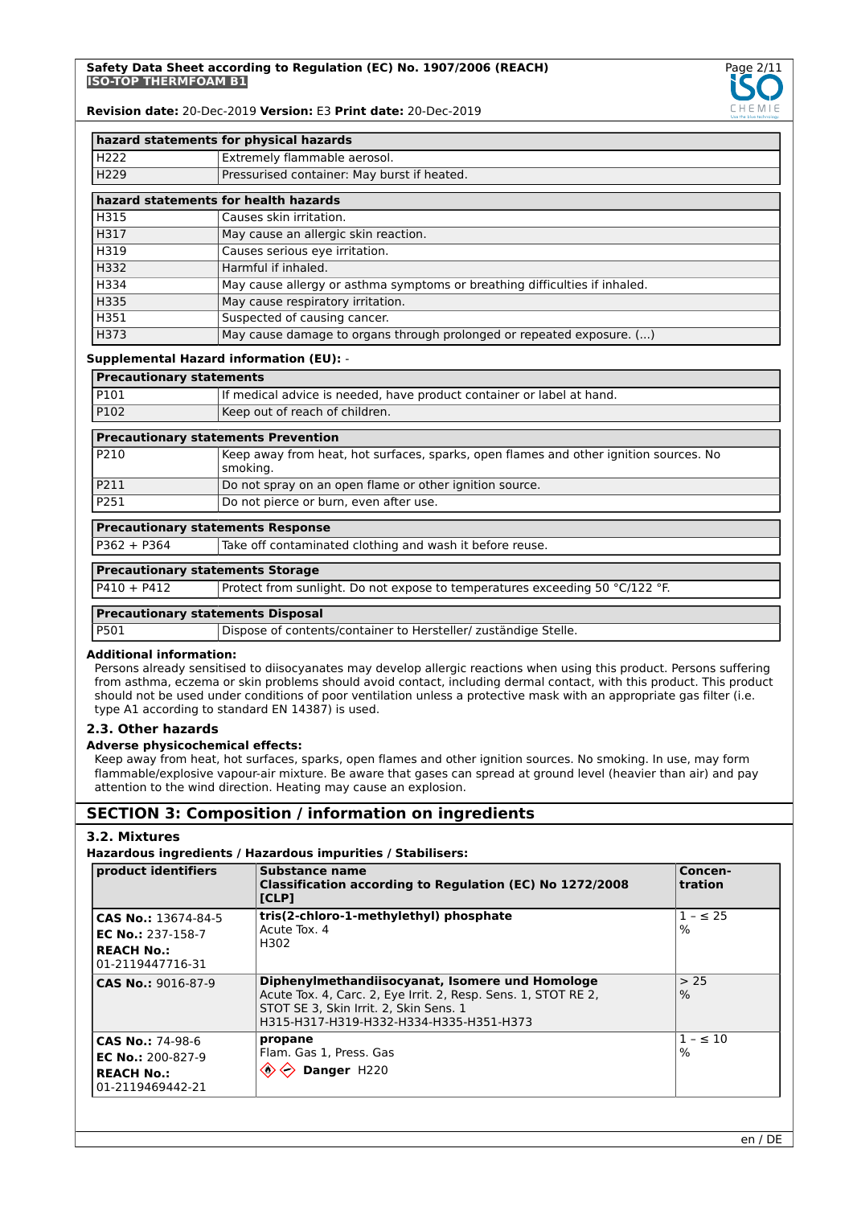| hazard statements for physical hazards | |
|---|---|
| H222 | Extremely flammable aerosol. |
| H229 | Pressurised container: May burst if heated. |

| hazard statements for health hazards | |
|---|---|
| H315 | Causes skin irritation. |
| H317 | May cause an allergic skin reaction. |
| H319 | Causes serious eye irritation. |
| H332 | Harmful if inhaled. |
| H334 | May cause allergy or asthma symptoms or breathing difficulties if inhaled. |
| H335 | May cause respiratory irritation. |
| H351 | Suspected of causing cancer. |
| H373 | May cause damage to organs through prolonged or repeated exposure. (...) |

**Supplemental Hazard information (EU):** -

| Precautionary statements | |
|---|---|
| P101 | If medical advice is needed, have product container or label at hand. |
| P102 | Keep out of reach of children. |

| Precautionary statements Prevention | |
|---|---|
| P210 | Keep away from heat, hot surfaces, sparks, open flames and other ignition sources. No smoking. |
| P211 | Do not spray on an open flame or other ignition source. |
| P251 | Do not pierce or burn, even after use. |

| Precautionary statements Response | |
|---|---|
| P362 + P364 | Take off contaminated clothing and wash it before reuse. |

| Precautionary statements Storage | |
|---|---|
| P410 + P412 | Protect from sunlight. Do not expose to temperatures exceeding 50 °C/122 °F. |

| Precautionary statements Disposal | |
|---|---|
| P501 | Dispose of contents/container to Hersteller/ zuständige Stelle. |

**Additional information:**

Persons already sensitised to diisocyanates may develop allergic reactions when using this product. Persons suffering from asthma, eczema or skin problems should avoid contact, including dermal contact, with this product. This product should not be used under conditions of poor ventilation unless a protective mask with an appropriate gas filter (i.e. type A1 according to standard EN 14387) is used.

### 2.3. Other hazards

**Adverse physicochemical effects:**

Keep away from heat, hot surfaces, sparks, open flames and other ignition sources. No smoking. In use, may form flammable/explosive vapour-air mixture. Be aware that gases can spread at ground level (heavier than air) and pay attention to the wind direction. Heating may cause an explosion.

## SECTION 3: Composition / information on ingredients

### 3.2. Mixtures

**Hazardous ingredients / Hazardous impurities / Stabilisers:**

| product identifiers | Substance name<br>Classification according to Regulation (EC) No 1272/2008 [CLP] | Concen-tration |
|---|---|---|
| **CAS No.:** 13674-84-5<br>**EC No.:** 237-158-7<br>**REACH No.:** 01-2119447716-31 | **tris(2-chloro-1-methylethyl) phosphate**<br>Acute Tox. 4<br>H302 | 1 – ≤ 25 % |
| **CAS No.:** 9016-87-9 | **Diphenylmethandiisocyanat, Isomere und Homologe**<br>Acute Tox. 4, Carc. 2, Eye Irrit. 2, Resp. Sens. 1, STOT RE 2, STOT SE 3, Skin Irrit. 2, Skin Sens. 1<br>H315-H317-H319-H332-H334-H335-H351-H373 | > 25 % |
| **CAS No.:** 74-98-6<br>**EC No.:** 200-827-9<br>**REACH No.:** 01-2119469442-21 | **propane**<br>Flam. Gas 1, Press. Gas<br>**Danger** H220 | 1 – ≤ 10 % |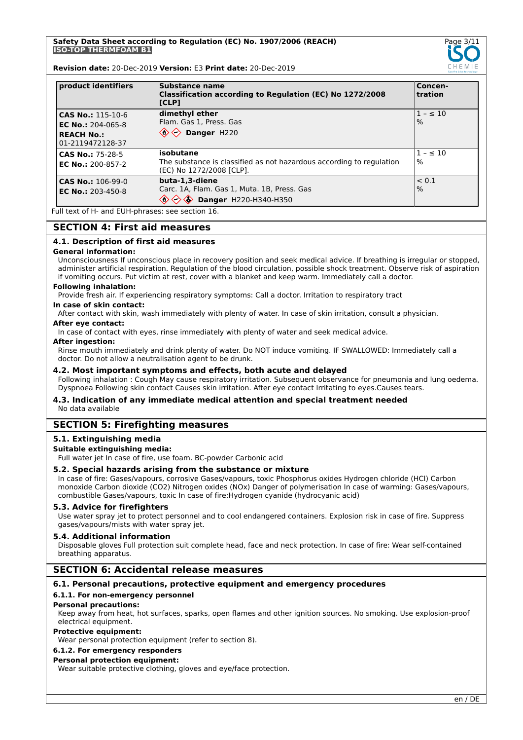| product identifiers | Substance name<br>Classification according to Regulation (EC) No 1272/2008 [CLP] | Concen-tration |
|---|---|---|
| **CAS No.:** 115-10-6<br>**EC No.:** 204-065-8<br>**REACH No.:** 01-2119472128-37 | **dimethyl ether**<br>Flam. Gas 1, Press. Gas<br>**Danger** H220 | 1 – ≤ 10 % |
| **CAS No.:** 75-28-5<br>**EC No.:** 200-857-2 | **isobutane**<br>The substance is classified as not hazardous according to regulation (EC) No 1272/2008 [CLP]. | 1 – ≤ 10 % |
| **CAS No.:** 106-99-0<br>**EC No.:** 203-450-8 | **buta-1,3-diene**<br>Carc. 1A, Flam. Gas 1, Muta. 1B, Press. Gas<br>**Danger** H220-H340-H350 | < 0.1 % |

Full text of H- and EUH-phrases: see section 16.

## SECTION 4: First aid measures

### 4.1. Description of first aid measures

**General information:**

Unconsciousness If unconscious place in recovery position and seek medical advice. If breathing is irregular or stopped, administer artificial respiration. Regulation of the blood circulation, possible shock treatment. Observe risk of aspiration if vomiting occurs. Put victim at rest, cover with a blanket and keep warm. Immediately call a doctor.

**Following inhalation:**

Provide fresh air. If experiencing respiratory symptoms: Call a doctor. Irritation to respiratory tract

**In case of skin contact:**

After contact with skin, wash immediately with plenty of water. In case of skin irritation, consult a physician.

**After eye contact:**

In case of contact with eyes, rinse immediately with plenty of water and seek medical advice.

**After ingestion:**

Rinse mouth immediately and drink plenty of water. Do NOT induce vomiting. IF SWALLOWED: Immediately call a doctor. Do not allow a neutralisation agent to be drunk.

### 4.2. Most important symptoms and effects, both acute and delayed

Following inhalation : Cough May cause respiratory irritation. Subsequent observance for pneumonia and lung oedema. Dyspnoea Following skin contact Causes skin irritation. After eye contact Irritating to eyes.Causes tears.

### 4.3. Indication of any immediate medical attention and special treatment needed

No data available

## SECTION 5: Firefighting measures

### 5.1. Extinguishing media

**Suitable extinguishing media:**

Full water jet In case of fire, use foam. BC-powder Carbonic acid

### 5.2. Special hazards arising from the substance or mixture

In case of fire: Gases/vapours, corrosive Gases/vapours, toxic Phosphorus oxides Hydrogen chloride (HCl) Carbon monoxide Carbon dioxide (CO2) Nitrogen oxides (NOx) Danger of polymerisation In case of warming: Gases/vapours, combustible Gases/vapours, toxic In case of fire:Hydrogen cyanide (hydrocyanic acid)

### 5.3. Advice for firefighters

Use water spray jet to protect personnel and to cool endangered containers. Explosion risk in case of fire. Suppress gases/vapours/mists with water spray jet.

### 5.4. Additional information

Disposable gloves Full protection suit complete head, face and neck protection. In case of fire: Wear self-contained breathing apparatus.

## SECTION 6: Accidental release measures

### 6.1. Personal precautions, protective equipment and emergency procedures

#### 6.1.1. For non-emergency personnel

**Personal precautions:**

Keep away from heat, hot surfaces, sparks, open flames and other ignition sources. No smoking. Use explosion-proof electrical equipment.

**Protective equipment:**

Wear personal protection equipment (refer to section 8).

#### 6.1.2. For emergency responders

**Personal protection equipment:**

Wear suitable protective clothing, gloves and eye/face protection.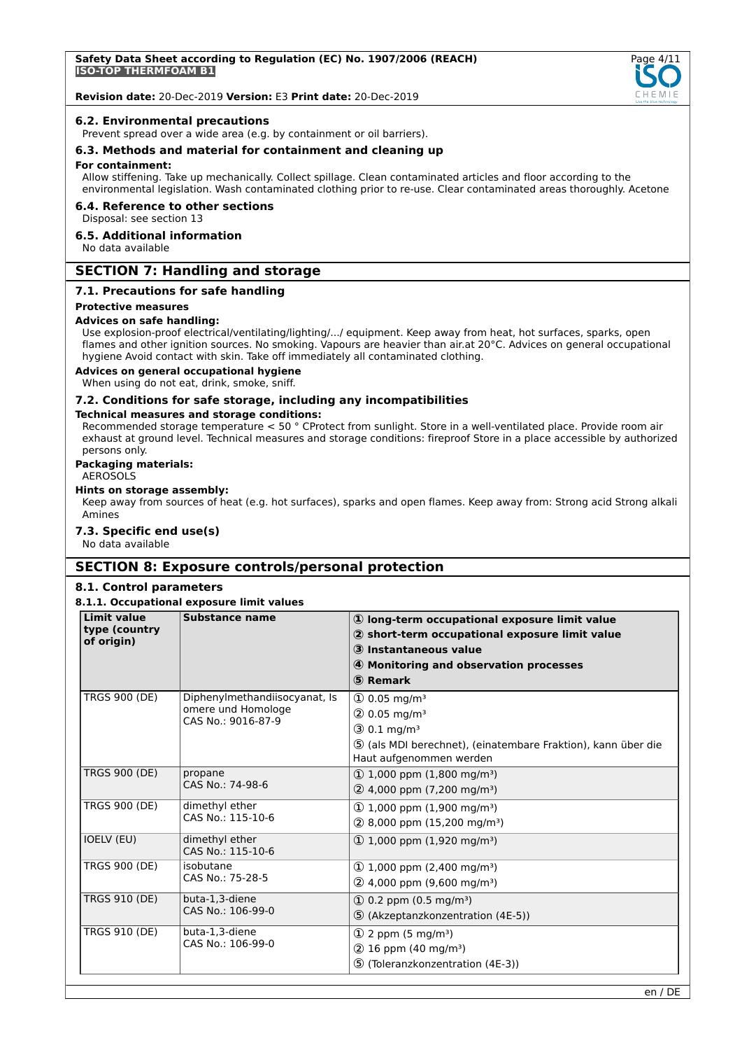### 6.2. Environmental precautions

Prevent spread over a wide area (e.g. by containment or oil barriers).

### 6.3. Methods and material for containment and cleaning up

**For containment:**

Allow stiffening. Take up mechanically. Collect spillage. Clean contaminated articles and floor according to the environmental legislation. Wash contaminated clothing prior to re-use. Clear contaminated areas thoroughly. Acetone

### 6.4. Reference to other sections

Disposal: see section 13

### 6.5. Additional information

No data available

## SECTION 7: Handling and storage

### 7.1. Precautions for safe handling

**Protective measures**

**Advices on safe handling:**

Use explosion-proof electrical/ventilating/lighting/.../ equipment. Keep away from heat, hot surfaces, sparks, open flames and other ignition sources. No smoking. Vapours are heavier than air.at 20°C. Advices on general occupational hygiene Avoid contact with skin. Take off immediately all contaminated clothing.

**Advices on general occupational hygiene**

When using do not eat, drink, smoke, sniff.

### 7.2. Conditions for safe storage, including any incompatibilities

**Technical measures and storage conditions:**

Recommended storage temperature < 50 ° CProtect from sunlight. Store in a well-ventilated place. Provide room air exhaust at ground level. Technical measures and storage conditions: fireproof Store in a place accessible by authorized persons only.

**Packaging materials:**

AEROSOLS

**Hints on storage assembly:**

Keep away from sources of heat (e.g. hot surfaces), sparks and open flames. Keep away from: Strong acid Strong alkali Amines

### 7.3. Specific end use(s)

No data available

## SECTION 8: Exposure controls/personal protection

### 8.1. Control parameters

#### 8.1.1. Occupational exposure limit values

| Limit value type (country of origin) | Substance name | ① long-term occupational exposure limit value<br>② short-term occupational exposure limit value<br>③ Instantaneous value<br>④ Monitoring and observation processes<br>⑤ Remark |
|---|---|---|
| TRGS 900 (DE) | Diphenylmethandiisocyanat, Isomere und Homologe<br>CAS No.: 9016-87-9 | ① 0.05 mg/m³<br>② 0.05 mg/m³<br>③ 0.1 mg/m³<br>⑤ (als MDI berechnet), (einatembare Fraktion), kann über die Haut aufgenommen werden |
| TRGS 900 (DE) | propane<br>CAS No.: 74-98-6 | ① 1,000 ppm (1,800 mg/m³)<br>② 4,000 ppm (7,200 mg/m³) |
| TRGS 900 (DE) | dimethyl ether<br>CAS No.: 115-10-6 | ① 1,000 ppm (1,900 mg/m³)<br>② 8,000 ppm (15,200 mg/m³) |
| IOELV (EU) | dimethyl ether<br>CAS No.: 115-10-6 | ① 1,000 ppm (1,920 mg/m³) |
| TRGS 900 (DE) | isobutane<br>CAS No.: 75-28-5 | ① 1,000 ppm (2,400 mg/m³)<br>② 4,000 ppm (9,600 mg/m³) |
| TRGS 910 (DE) | buta-1,3-diene<br>CAS No.: 106-99-0 | ① 0.2 ppm (0.5 mg/m³)<br>⑤ (Akzeptanzkonzentration (4E-5)) |
| TRGS 910 (DE) | buta-1,3-diene<br>CAS No.: 106-99-0 | ① 2 ppm (5 mg/m³)<br>② 16 ppm (40 mg/m³)<br>⑤ (Toleranzkonzentration (4E-3)) |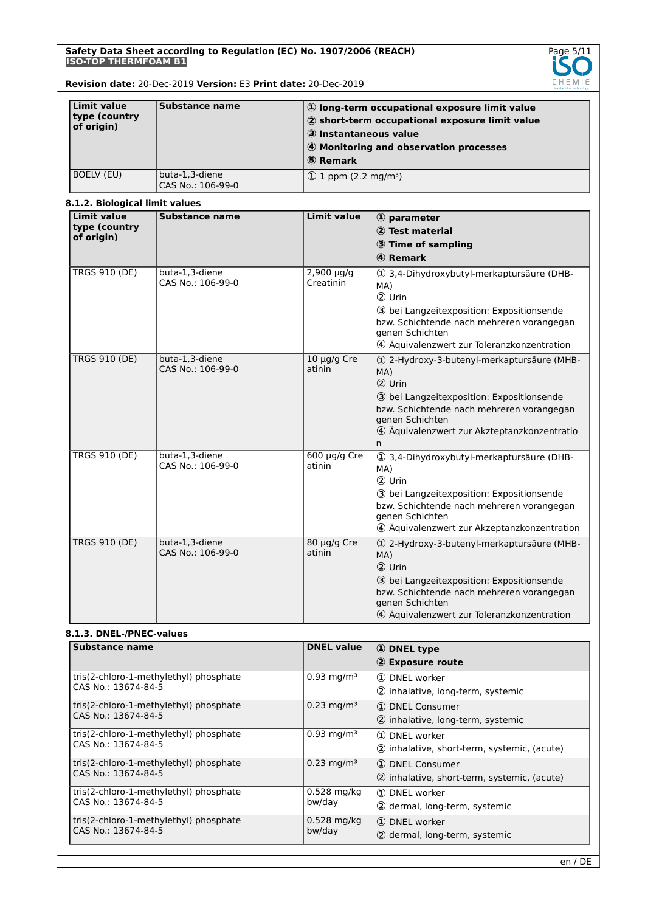| Limit value type (country of origin) | Substance name | ① long-term occupational exposure limit value<br>② short-term occupational exposure limit value<br>③ Instantaneous value<br>④ Monitoring and observation processes<br>⑤ Remark |
|---|---|---|
| BOELV (EU) | buta-1,3-diene<br>CAS No.: 106-99-0 | ① 1 ppm (2.2 mg/m³) |

#### 8.1.2. Biological limit values

| Limit value type (country of origin) | Substance name | Limit value | ① parameter<br>② Test material<br>③ Time of sampling<br>④ Remark |
|---|---|---|---|
| TRGS 910 (DE) | buta-1,3-diene<br>CAS No.: 106-99-0 | 2,900 µg/g Creatinin | ① 3,4-Dihydroxybutyl-merkaptursäure (DHB-MA)<br>② Urin<br>③ bei Langzeitexposition: Expositionsende bzw. Schichtende nach mehreren vorangegangenen Schichten<br>④ Äquivalenzwert zur Toleranzkonzentration |
| TRGS 910 (DE) | buta-1,3-diene<br>CAS No.: 106-99-0 | 10 µg/g Creatinin | ① 2-Hydroxy-3-butenyl-merkaptursäure (MHB-MA)<br>② Urin<br>③ bei Langzeitexposition: Expositionsende bzw. Schichtende nach mehreren vorangegangenen Schichten<br>④ Äquivalenzwert zur Akzteptanzkonzentration |
| TRGS 910 (DE) | buta-1,3-diene<br>CAS No.: 106-99-0 | 600 µg/g Creatinin | ① 3,4-Dihydroxybutyl-merkaptursäure (DHB-MA)<br>② Urin<br>③ bei Langzeitexposition: Expositionsende bzw. Schichtende nach mehreren vorangegangenen Schichten<br>④ Äquivalenzwert zur Akzeptanzkonzentration |
| TRGS 910 (DE) | buta-1,3-diene<br>CAS No.: 106-99-0 | 80 µg/g Creatinin | ① 2-Hydroxy-3-butenyl-merkaptursäure (MHB-MA)<br>② Urin<br>③ bei Langzeitexposition: Expositionsende bzw. Schichtende nach mehreren vorangegangenen Schichten<br>④ Äquivalenzwert zur Toleranzkonzentration |

#### 8.1.3. DNEL-/PNEC-values

| Substance name | DNEL value | ① DNEL type<br>② Exposure route |
|---|---|---|
| tris(2-chloro-1-methylethyl) phosphate<br>CAS No.: 13674-84-5 | 0.93 mg/m³ | ① DNEL worker<br>② inhalative, long-term, systemic |
| tris(2-chloro-1-methylethyl) phosphate<br>CAS No.: 13674-84-5 | 0.23 mg/m³ | ① DNEL Consumer<br>② inhalative, long-term, systemic |
| tris(2-chloro-1-methylethyl) phosphate<br>CAS No.: 13674-84-5 | 0.93 mg/m³ | ① DNEL worker<br>② inhalative, short-term, systemic, (acute) |
| tris(2-chloro-1-methylethyl) phosphate<br>CAS No.: 13674-84-5 | 0.23 mg/m³ | ① DNEL Consumer<br>② inhalative, short-term, systemic, (acute) |
| tris(2-chloro-1-methylethyl) phosphate<br>CAS No.: 13674-84-5 | 0.528 mg/kg bw/day | ① DNEL worker<br>② dermal, long-term, systemic |
| tris(2-chloro-1-methylethyl) phosphate<br>CAS No.: 13674-84-5 | 0.528 mg/kg bw/day | ① DNEL worker<br>② dermal, long-term, systemic |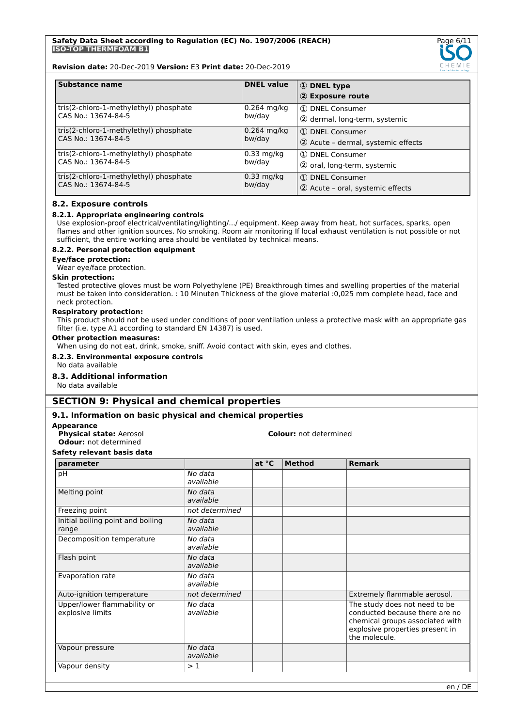| Substance name | DNEL value | ① DNEL type ② Exposure route |
|---|---|---|
| tris(2-chloro-1-methylethyl) phosphate CAS No.: 13674-84-5 | 0.264 mg/kg bw/day | ① DNEL Consumer ② dermal, long-term, systemic |
| tris(2-chloro-1-methylethyl) phosphate CAS No.: 13674-84-5 | 0.264 mg/kg bw/day | ① DNEL Consumer ② Acute – dermal, systemic effects |
| tris(2-chloro-1-methylethyl) phosphate CAS No.: 13674-84-5 | 0.33 mg/kg bw/day | ① DNEL Consumer ② oral, long-term, systemic |
| tris(2-chloro-1-methylethyl) phosphate CAS No.: 13674-84-5 | 0.33 mg/kg bw/day | ① DNEL Consumer ② Acute – oral, systemic effects |

### 8.2. Exposure controls

#### 8.2.1. Appropriate engineering controls

Use explosion-proof electrical/ventilating/lighting/.../ equipment. Keep away from heat, hot surfaces, sparks, open flames and other ignition sources. No smoking. Room air monitoring If local exhaust ventilation is not possible or not sufficient, the entire working area should be ventilated by technical means.

#### 8.2.2. Personal protection equipment

**Eye/face protection:**

Wear eye/face protection.

**Skin protection:**

Tested protective gloves must be worn Polyethylene (PE) Breakthrough times and swelling properties of the material must be taken into consideration. : 10 Minuten Thickness of the glove material :0,025 mm complete head, face and neck protection.

**Respiratory protection:**

This product should not be used under conditions of poor ventilation unless a protective mask with an appropriate gas filter (i.e. type A1 according to standard EN 14387) is used.

**Other protection measures:**

When using do not eat, drink, smoke, sniff. Avoid contact with skin, eyes and clothes.

#### 8.2.3. Environmental exposure controls

No data available

### 8.3. Additional information

No data available

## SECTION 9: Physical and chemical properties

### 9.1. Information on basic physical and chemical properties

**Appearance**

**Physical state:** Aerosol

**Colour:** not determined

**Odour:** not determined

**Safety relevant basis data**

| parameter | | at °C | Method | Remark |
|---|---|---|---|---|
| pH | *No data available* | | | |
| Melting point | *No data available* | | | |
| Freezing point | *not determined* | | | |
| Initial boiling point and boiling range | *No data available* | | | |
| Decomposition temperature | *No data available* | | | |
| Flash point | *No data available* | | | |
| Evaporation rate | *No data available* | | | |
| Auto-ignition temperature | *not determined* | | | Extremely flammable aerosol. |
| Upper/lower flammability or explosive limits | *No data available* | | | The study does not need to be conducted because there are no chemical groups associated with explosive properties present in the molecule. |
| Vapour pressure | *No data available* | | | |
| Vapour density | > 1 | | | |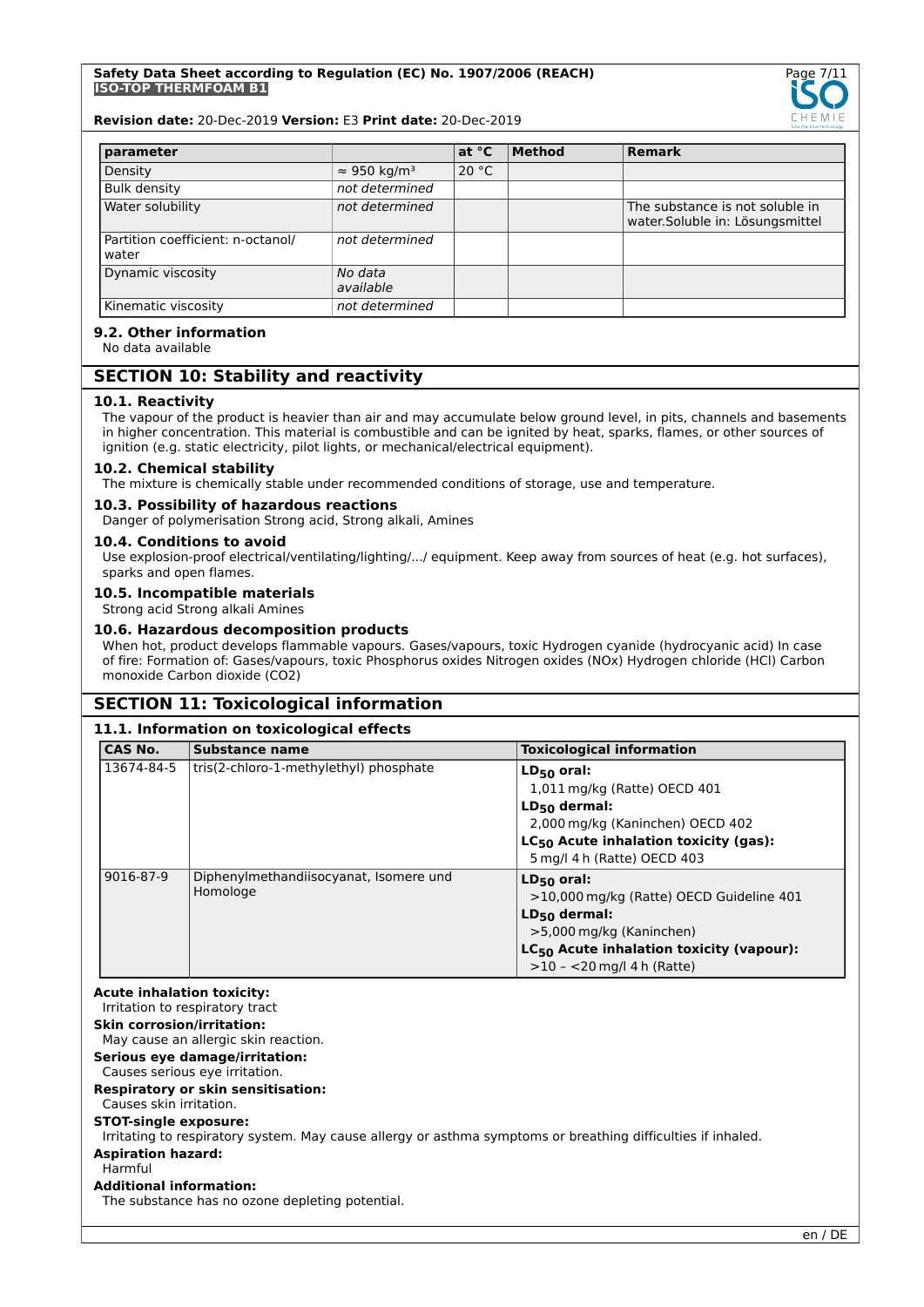| parameter | | at °C | Method | Remark |
|---|---|---|---|---|
| Density | ≈ 950 kg/m³ | 20 °C | | |
| Bulk density | *not determined* | | | |
| Water solubility | *not determined* | | | The substance is not soluble in water.Soluble in: Lösungsmittel |
| Partition coefficient: n-octanol/ water | *not determined* | | | |
| Dynamic viscosity | *No data available* | | | |
| Kinematic viscosity | *not determined* | | | |

### 9.2. Other information

No data available

## SECTION 10: Stability and reactivity

### 10.1. Reactivity

The vapour of the product is heavier than air and may accumulate below ground level, in pits, channels and basements in higher concentration. This material is combustible and can be ignited by heat, sparks, flames, or other sources of ignition (e.g. static electricity, pilot lights, or mechanical/electrical equipment).

### 10.2. Chemical stability

The mixture is chemically stable under recommended conditions of storage, use and temperature.

### 10.3. Possibility of hazardous reactions

Danger of polymerisation Strong acid, Strong alkali, Amines

### 10.4. Conditions to avoid

Use explosion-proof electrical/ventilating/lighting/.../ equipment. Keep away from sources of heat (e.g. hot surfaces), sparks and open flames.

### 10.5. Incompatible materials

Strong acid Strong alkali Amines

### 10.6. Hazardous decomposition products

When hot, product develops flammable vapours. Gases/vapours, toxic Hydrogen cyanide (hydrocyanic acid) In case of fire: Formation of: Gases/vapours, toxic Phosphorus oxides Nitrogen oxides (NOx) Hydrogen chloride (HCl) Carbon monoxide Carbon dioxide ($CO_2$)

## SECTION 11: Toxicological information

### 11.1. Information on toxicological effects

| CAS No. | Substance name | Toxicological information |
|---|---|---|
| 13674-84-5 | tris(2-chloro-1-methylethyl) phosphate | **$LD_{50}$ oral:** 1,011 mg/kg (Ratte) OECD 401<br>**$LD_{50}$ dermal:** 2,000 mg/kg (Kaninchen) OECD 402<br>**$LC_{50}$ Acute inhalation toxicity (gas):** 5 mg/l 4 h (Ratte) OECD 403 |
| 9016-87-9 | Diphenylmethandiisocyanat, Isomere und Homologe | **$LD_{50}$ oral:** >10,000 mg/kg (Ratte) OECD Guideline 401<br>**$LD_{50}$ dermal:** >5,000 mg/kg (Kaninchen)<br>**$LC_{50}$ Acute inhalation toxicity (vapour):** >10 – <20 mg/l 4 h (Ratte) |

**Acute inhalation toxicity:**
Irritation to respiratory tract

**Skin corrosion/irritation:**
May cause an allergic skin reaction.

**Serious eye damage/irritation:**
Causes serious eye irritation.

**Respiratory or skin sensitisation:**
Causes skin irritation.

**STOT-single exposure:**
Irritating to respiratory system. May cause allergy or asthma symptoms or breathing difficulties if inhaled.

**Aspiration hazard:**
Harmful

**Additional information:**
The substance has no ozone depleting potential.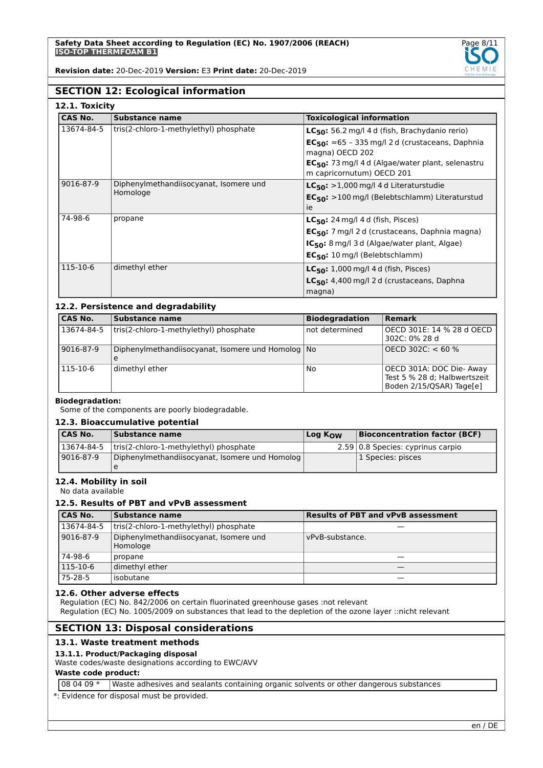## SECTION 12: Ecological information

### 12.1. Toxicity

| CAS No. | Substance name | Toxicological information |
| --- | --- | --- |
| 13674-84-5 | tris(2-chloro-1-methylethyl) phosphate | **$LC_{50}$:** 56.2 mg/l 4 d (fish, Brachydanio rerio)<br>**$EC_{50}$:** =65 – 335 mg/l 2 d (crustaceans, Daphnia magna) OECD 202<br>**$EC_{50}$:** 73 mg/l 4 d (Algae/water plant, selenastrum capricornutum) OECD 201 |
| 9016-87-9 | Diphenylmethandiisocyanat, Isomere und Homologe | **$LC_{50}$:** >1,000 mg/l 4 d Literaturstudie<br>**$EC_{50}$:** >100 mg/l (Belebtschlamm) Literaturstudie |
| 74-98-6 | propane | **$LC_{50}$:** 24 mg/l 4 d (fish, Pisces)<br>**$EC_{50}$:** 7 mg/l 2 d (crustaceans, Daphnia magna)<br>**$IC_{50}$:** 8 mg/l 3 d (Algae/water plant, Algae)<br>**$EC_{50}$:** 10 mg/l (Belebtschlamm) |
| 115-10-6 | dimethyl ether | **$LC_{50}$:** 1,000 mg/l 4 d (fish, Pisces)<br>**$LC_{50}$:** 4,400 mg/l 2 d (crustaceans, Daphna magna) |

### 12.2. Persistence and degradability

| CAS No. | Substance name | Biodegradation | Remark |
| --- | --- | --- | --- |
| 13674-84-5 | tris(2-chloro-1-methylethyl) phosphate | not determined | OECD 301E: 14 % 28 d OECD 302C: 0% 28 d |
| 9016-87-9 | Diphenylmethandiisocyanat, Isomere und Homologe | No | OECD 302C: < 60 % |
| 115-10-6 | dimethyl ether | No | OECD 301A: DOC Die- Away Test 5 % 28 d; Halbwertszeit Boden 2/15/QSAR) Tage[e] |

**Biodegradation:**

Some of the components are poorly biodegradable.

### 12.3. Bioaccumulative potential

| CAS No. | Substance name | Log $K_{OW}$ | Bioconcentration factor (BCF) |
| --- | --- | --- | --- |
| 13674-84-5 | tris(2-chloro-1-methylethyl) phosphate | 2.59 | 0.8 Species: cyprinus carpio |
| 9016-87-9 | Diphenylmethandiisocyanat, Isomere und Homologe | | 1 Species: pisces |

### 12.4. Mobility in soil

No data available

### 12.5. Results of PBT and vPvB assessment

| CAS No. | Substance name | Results of PBT and vPvB assessment |
| --- | --- | --- |
| 13674-84-5 | tris(2-chloro-1-methylethyl) phosphate | — |
| 9016-87-9 | Diphenylmethandiisocyanat, Isomere und Homologe | vPvB-substance. |
| 74-98-6 | propane | — |
| 115-10-6 | dimethyl ether | — |
| 75-28-5 | isobutane | — |

### 12.6. Other adverse effects

Regulation (EC) No. 842/2006 on certain fluorinated greenhouse gases :not relevant
Regulation (EC) No. 1005/2009 on substances that lead to the depletion of the ozone layer ::nicht relevant

## SECTION 13: Disposal considerations

### 13.1. Waste treatment methods

**13.1.1. Product/Packaging disposal**

Waste codes/waste designations according to EWC/AVV

**Waste code product:**

| 08 04 09 * | Waste adhesives and sealants containing organic solvents or other dangerous substances |
| --- | --- |

*: Evidence for disposal must be provided.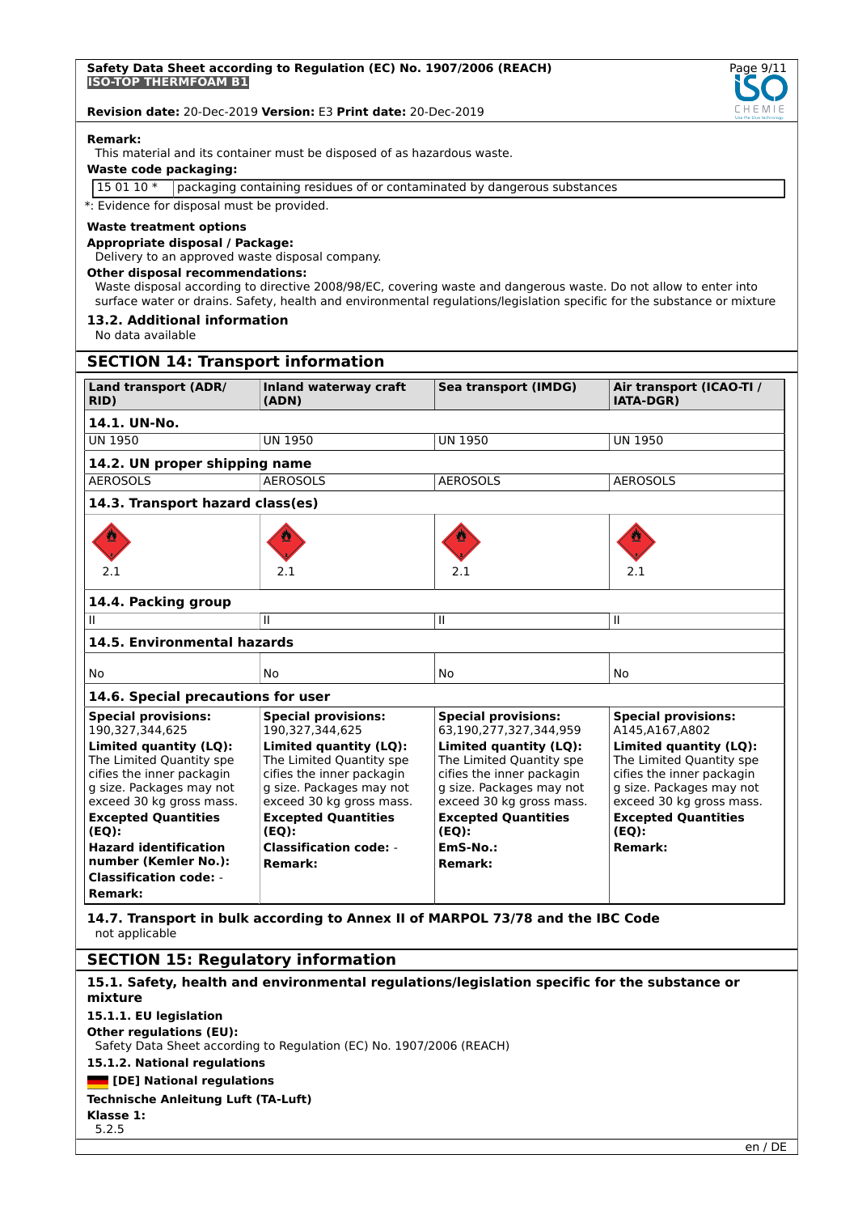**Remark:**

This material and its container must be disposed of as hazardous waste.

**Waste code packaging:**

| 15 01 10 * | packaging containing residues of or contaminated by dangerous substances |
|---|---|

*: Evidence for disposal must be provided.

**Waste treatment options**

**Appropriate disposal / Package:**

Delivery to an approved waste disposal company.

**Other disposal recommendations:**

Waste disposal according to directive 2008/98/EC, covering waste and dangerous waste. Do not allow to enter into surface water or drains. Safety, health and environmental regulations/legislation specific for the substance or mixture

### 13.2. Additional information

No data available

## SECTION 14: Transport information

| Land transport (ADR/ RID) | Inland waterway craft (ADN) | Sea transport (IMDG) | Air transport (ICAO-TI / IATA-DGR) |
|---|---|---|---|
| **14.1. UN-No.** | | | |
| UN 1950 | UN 1950 | UN 1950 | UN 1950 |
| **14.2. UN proper shipping name** | | | |
| AEROSOLS | AEROSOLS | AEROSOLS | AEROSOLS |
| **14.3. Transport hazard class(es)** | | | |
| 2.1 | 2.1 | 2.1 | 2.1 |
| **14.4. Packing group** | | | |
| II | II | II | II |
| **14.5. Environmental hazards** | | | |
| No | No | No | No |
| **14.6. Special precautions for user** | | | |
| **Special provisions:** 190,327,344,625 | **Special provisions:** 190,327,344,625 | **Special provisions:** 63,190,277,327,344,959 | **Special provisions:** A145,A167,A802 |
| **Limited quantity (LQ):** The Limited Quantity specifies the inner packaging size. Packages may not exceed 30 kg gross mass. | **Limited quantity (LQ):** The Limited Quantity specifies the inner packaging size. Packages may not exceed 30 kg gross mass. | **Limited quantity (LQ):** The Limited Quantity specifies the inner packaging size. Packages may not exceed 30 kg gross mass. | **Limited quantity (LQ):** The Limited Quantity specifies the inner packaging size. Packages may not exceed 30 kg gross mass. |
| **Excepted Quantities (EQ):** | **Excepted Quantities (EQ):** | **Excepted Quantities (EQ):** | **Excepted Quantities (EQ):** |
| **Hazard identification number (Kemler No.):** | **Classification code:** - | **EmS-No.:** | **Remark:** |
| **Classification code:** - | **Remark:** | **Remark:** | |
| **Remark:** | | | |

### 14.7. Transport in bulk according to Annex II of MARPOL 73/78 and the IBC Code

not applicable

## SECTION 15: Regulatory information

### 15.1. Safety, health and environmental regulations/legislation specific for the substance or mixture

**15.1.1. EU legislation**

**Other regulations (EU):**

Safety Data Sheet according to Regulation (EC) No. 1907/2006 (REACH)

**15.1.2. National regulations**

**[DE] National regulations**

**Technische Anleitung Luft (TA-Luft)**

**Klasse 1:**

5.2.5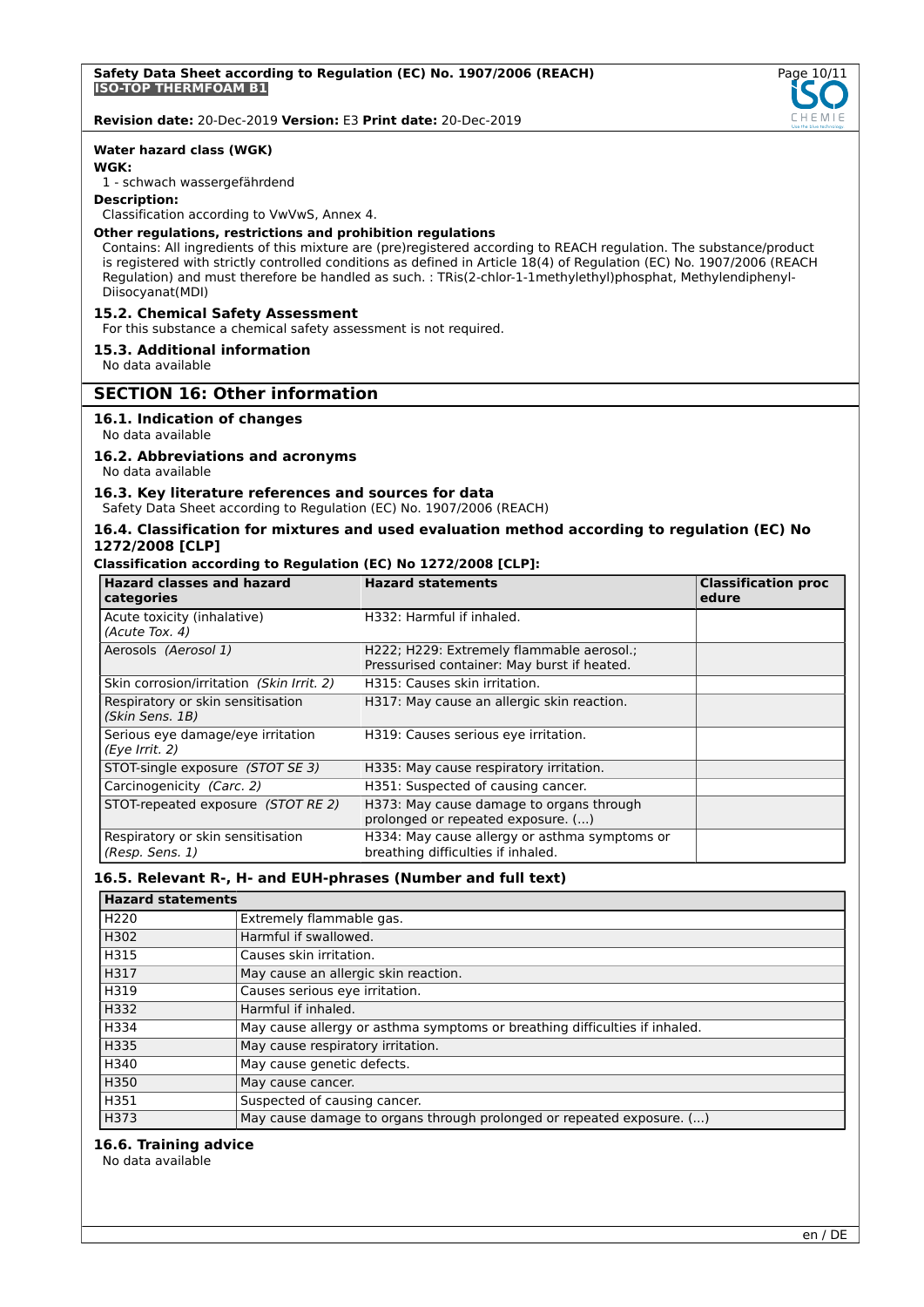**Water hazard class (WGK)**

**WGK:**

1 - schwach wassergefährdend

**Description:**

Classification according to VwVwS, Annex 4.

**Other regulations, restrictions and prohibition regulations**

Contains: All ingredients of this mixture are (pre)registered according to REACH regulation. The substance/product is registered with strictly controlled conditions as defined in Article 18(4) of Regulation (EC) No. 1907/2006 (REACH Regulation) and must therefore be handled as such. : TRis(2-chlor-1-1methylethyl)phosphat, Methylendiphenyl-Diisocyanat(MDI)

### 15.2. Chemical Safety Assessment

For this substance a chemical safety assessment is not required.

### 15.3. Additional information

No data available

## SECTION 16: Other information

### 16.1. Indication of changes

No data available

### 16.2. Abbreviations and acronyms

No data available

### 16.3. Key literature references and sources for data

Safety Data Sheet according to Regulation (EC) No. 1907/2006 (REACH)

### 16.4. Classification for mixtures and used evaluation method according to regulation (EC) No 1272/2008 [CLP]

**Classification according to Regulation (EC) No 1272/2008 [CLP]:**

| Hazard classes and hazard categories | Hazard statements | Classification procedure |
|---|---|---|
| Acute toxicity (inhalative) *(Acute Tox. 4)* | H332: Harmful if inhaled. | |
| Aerosols *(Aerosol 1)* | H222; H229: Extremely flammable aerosol.; Pressurised container: May burst if heated. | |
| Skin corrosion/irritation *(Skin Irrit. 2)* | H315: Causes skin irritation. | |
| Respiratory or skin sensitisation *(Skin Sens. 1B)* | H317: May cause an allergic skin reaction. | |
| Serious eye damage/eye irritation *(Eye Irrit. 2)* | H319: Causes serious eye irritation. | |
| STOT-single exposure *(STOT SE 3)* | H335: May cause respiratory irritation. | |
| Carcinogenicity *(Carc. 2)* | H351: Suspected of causing cancer. | |
| STOT-repeated exposure *(STOT RE 2)* | H373: May cause damage to organs through prolonged or repeated exposure. (...) | |
| Respiratory or skin sensitisation *(Resp. Sens. 1)* | H334: May cause allergy or asthma symptoms or breathing difficulties if inhaled. | |

### 16.5. Relevant R-, H- and EUH-phrases (Number and full text)

| Hazard statements | |
|---|---|
| H220 | Extremely flammable gas. |
| H302 | Harmful if swallowed. |
| H315 | Causes skin irritation. |
| H317 | May cause an allergic skin reaction. |
| H319 | Causes serious eye irritation. |
| H332 | Harmful if inhaled. |
| H334 | May cause allergy or asthma symptoms or breathing difficulties if inhaled. |
| H335 | May cause respiratory irritation. |
| H340 | May cause genetic defects. |
| H350 | May cause cancer. |
| H351 | Suspected of causing cancer. |
| H373 | May cause damage to organs through prolonged or repeated exposure. (...) |

### 16.6. Training advice

No data available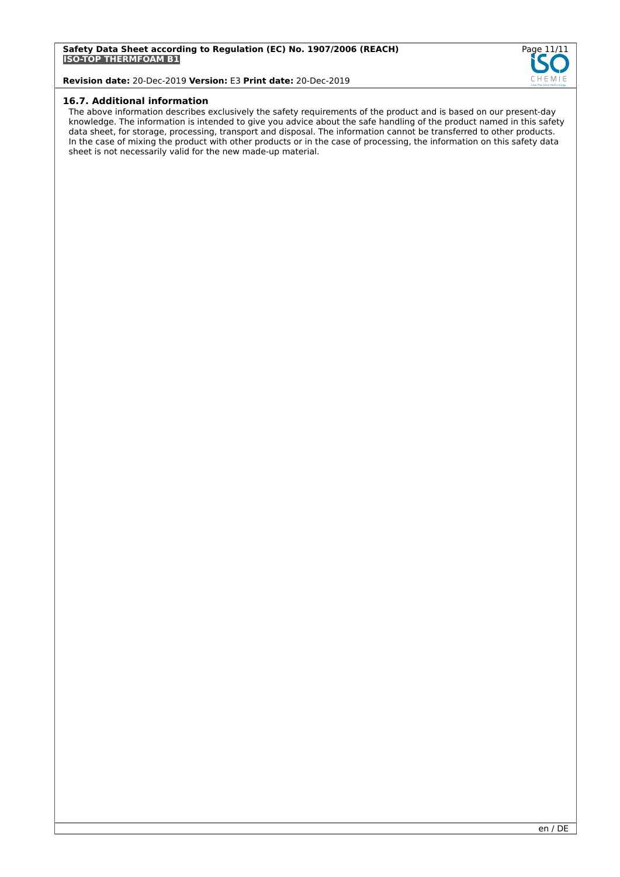### 16.7. Additional information

The above information describes exclusively the safety requirements of the product and is based on our present-day knowledge. The information is intended to give you advice about the safe handling of the product named in this safety data sheet, for storage, processing, transport and disposal. The information cannot be transferred to other products. In the case of mixing the product with other products or in the case of processing, the information on this safety data sheet is not necessarily valid for the new made-up material.